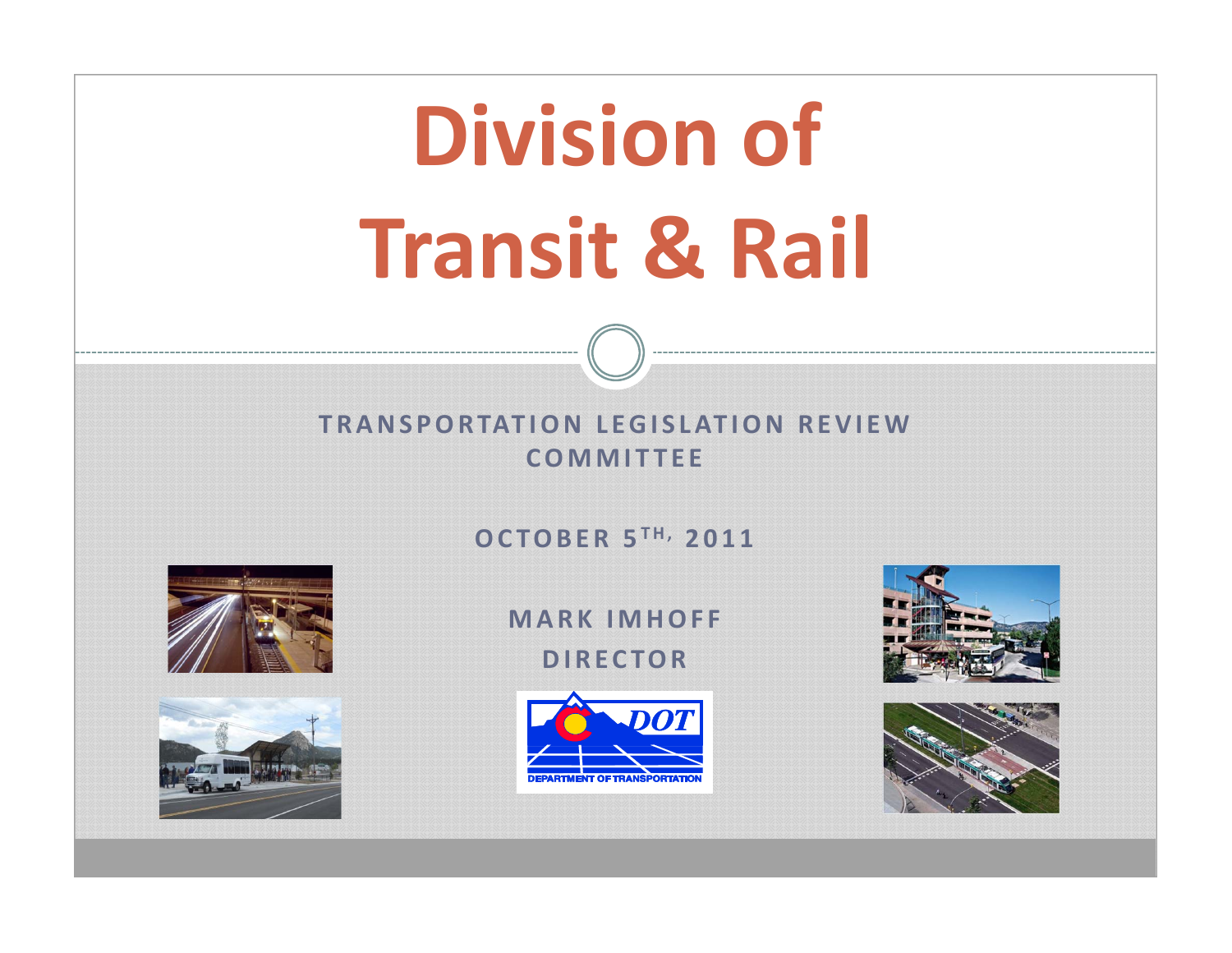# Division of Transit & Rail

TRANSPORTATION LEGISLATION REVIEW COMMITTEE

OCTOBER 5TH, 2011

MARK IMHOFF

DIRECTOR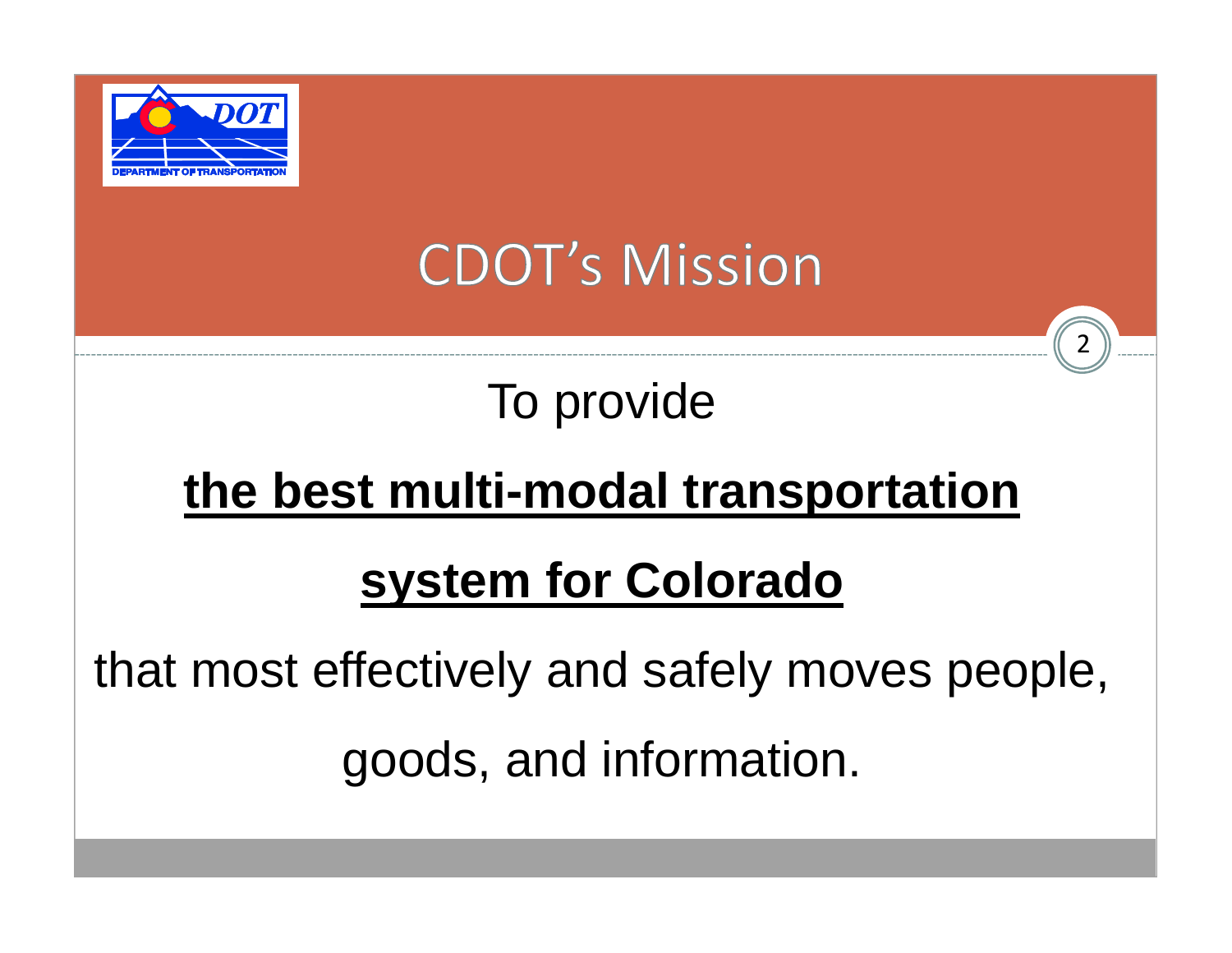# CDOT's Mission

To provide

**<u>the best multi-modal transportation system for Colorado</u>**

that most effectively and safely moves people, goods, and information.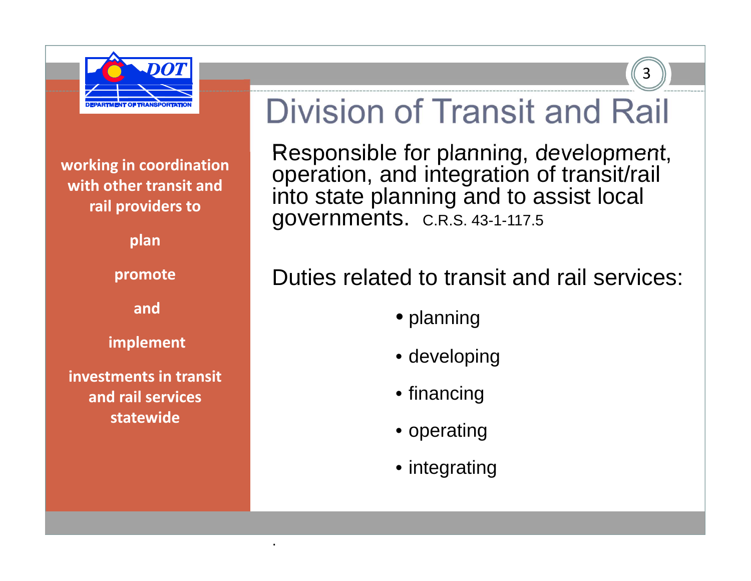# Division of Transit and Rail

**working in coordination with other transit and rail providers to**

**plan**

**promote**

**and**

**implement**

**investments in transit and rail services statewide**

Responsible for planning, development, operation, and integration of transit/rail into state planning and to assist local governments. C.R.S. 43-1-117.5

Duties related to transit and rail services:

- planning
- developing
- financing
- operating
- integrating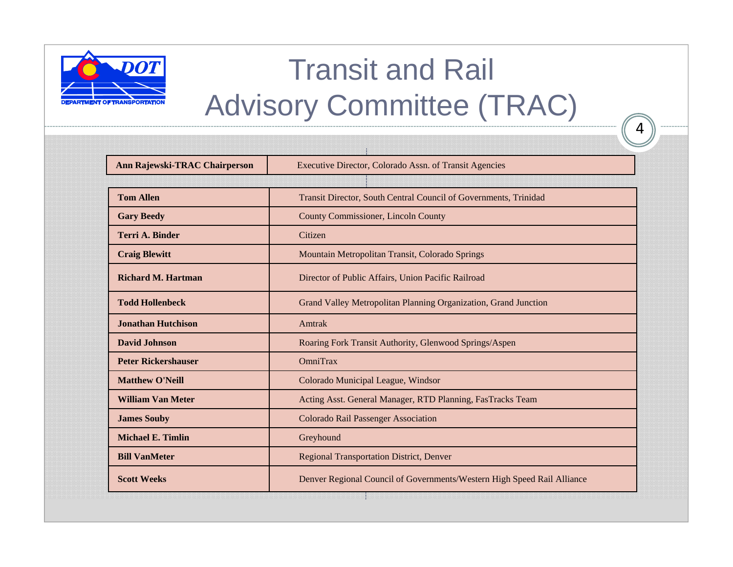# Transit and Rail Advisory Committee (TRAC)

| **Ann Rajewski-TRAC Chairperson** | Executive Director, Colorado Assn. of Transit Agencies |
|---|---|

| | |
|---|---|
| **Tom Allen** | Transit Director, South Central Council of Governments, Trinidad |
| **Gary Beedy** | County Commissioner, Lincoln County |
| **Terri A. Binder** | Citizen |
| **Craig Blewitt** | Mountain Metropolitan Transit, Colorado Springs |
| **Richard M. Hartman** | Director of Public Affairs, Union Pacific Railroad |
| **Todd Hollenbeck** | Grand Valley Metropolitan Planning Organization, Grand Junction |
| **Jonathan Hutchison** | Amtrak |
| **David Johnson** | Roaring Fork Transit Authority, Glenwood Springs/Aspen |
| **Peter Rickershauser** | OmniTrax |
| **Matthew O'Neill** | Colorado Municipal League, Windsor |
| **William Van Meter** | Acting Asst. General Manager, RTD Planning, FasTracks Team |
| **James Souby** | Colorado Rail Passenger Association |
| **Michael E. Timlin** | Greyhound |
| **Bill VanMeter** | Regional Transportation District, Denver |
| **Scott Weeks** | Denver Regional Council of Governments/Western High Speed Rail Alliance |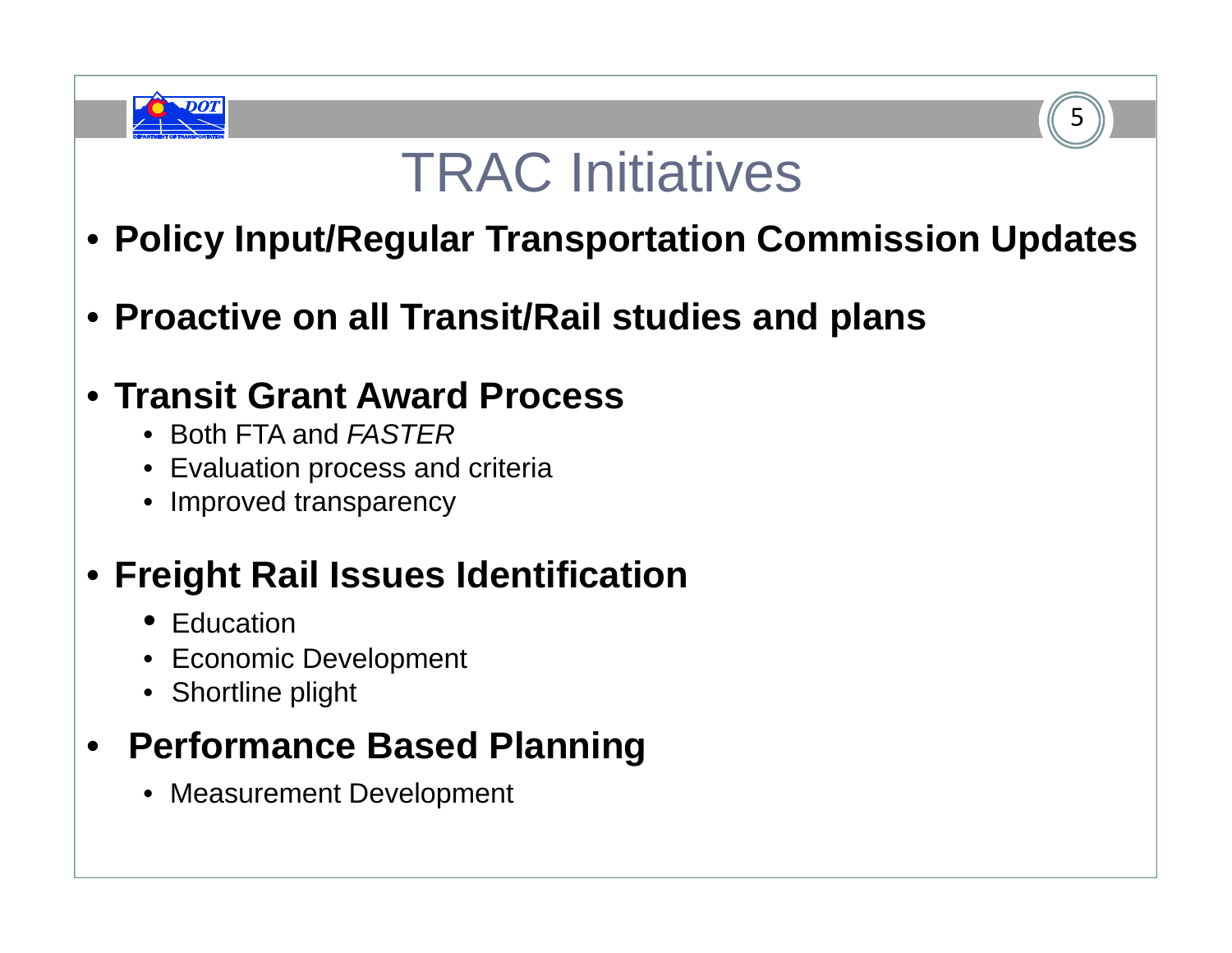# TRAC Initiatives

- **Policy Input/Regular Transportation Commission Updates**

- **Proactive on all Transit/Rail studies and plans**

- **Transit Grant Award Process**
  - Both FTA and *FASTER*
  - Evaluation process and criteria
  - Improved transparency

- **Freight Rail Issues Identification**
  - Education
  - Economic Development
  - Shortline plight

- **Performance Based Planning**
  - Measurement Development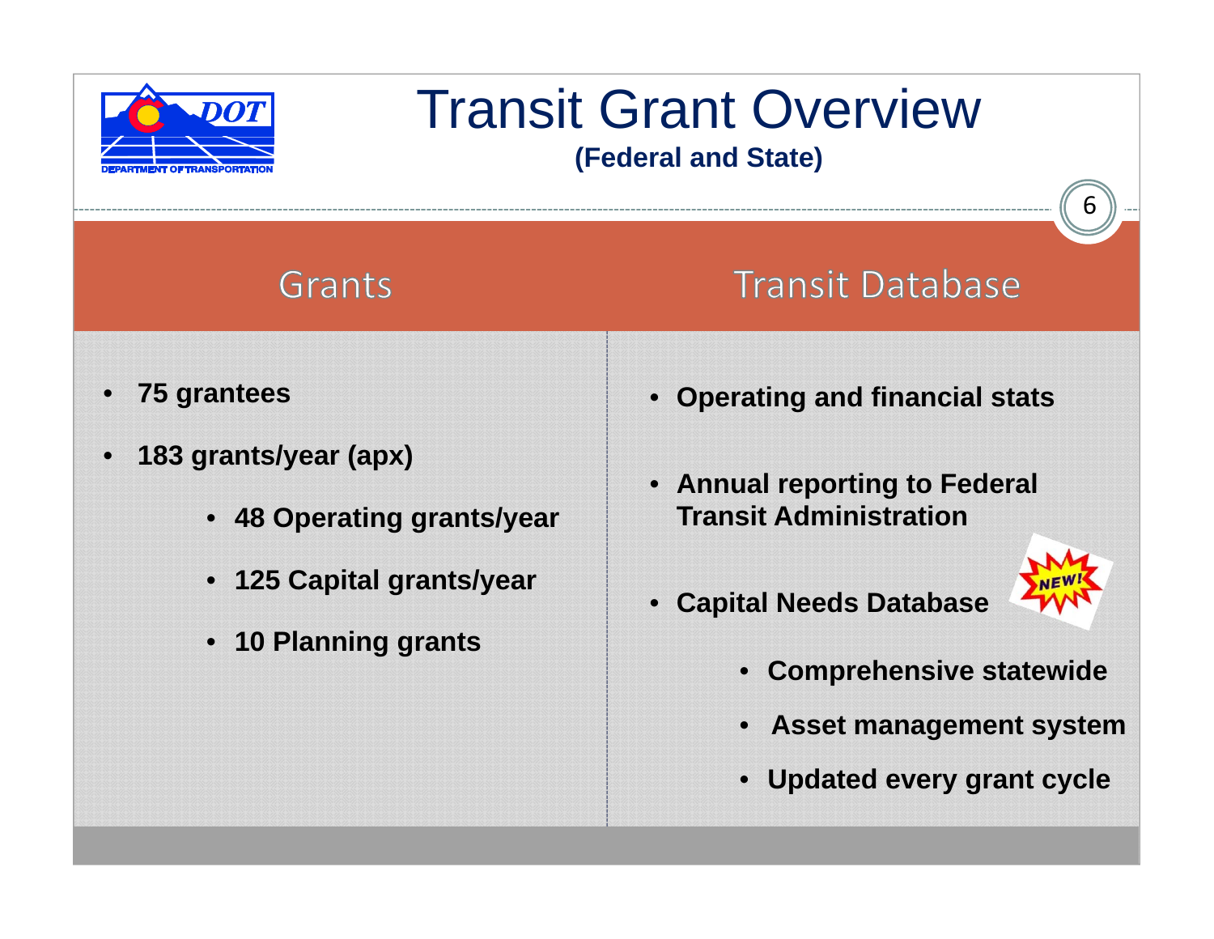# Transit Grant Overview

**(Federal and State)**

## Grants

- **75 grantees**
- **183 grants/year (apx)**
  - **48 Operating grants/year**
  - **125 Capital grants/year**
  - **10 Planning grants**

## Transit Database

- **Operating and financial stats**
- **Annual reporting to Federal Transit Administration**
- **Capital Needs Database** NEW!
  - **Comprehensive statewide**
  - **Asset management system**
  - **Updated every grant cycle**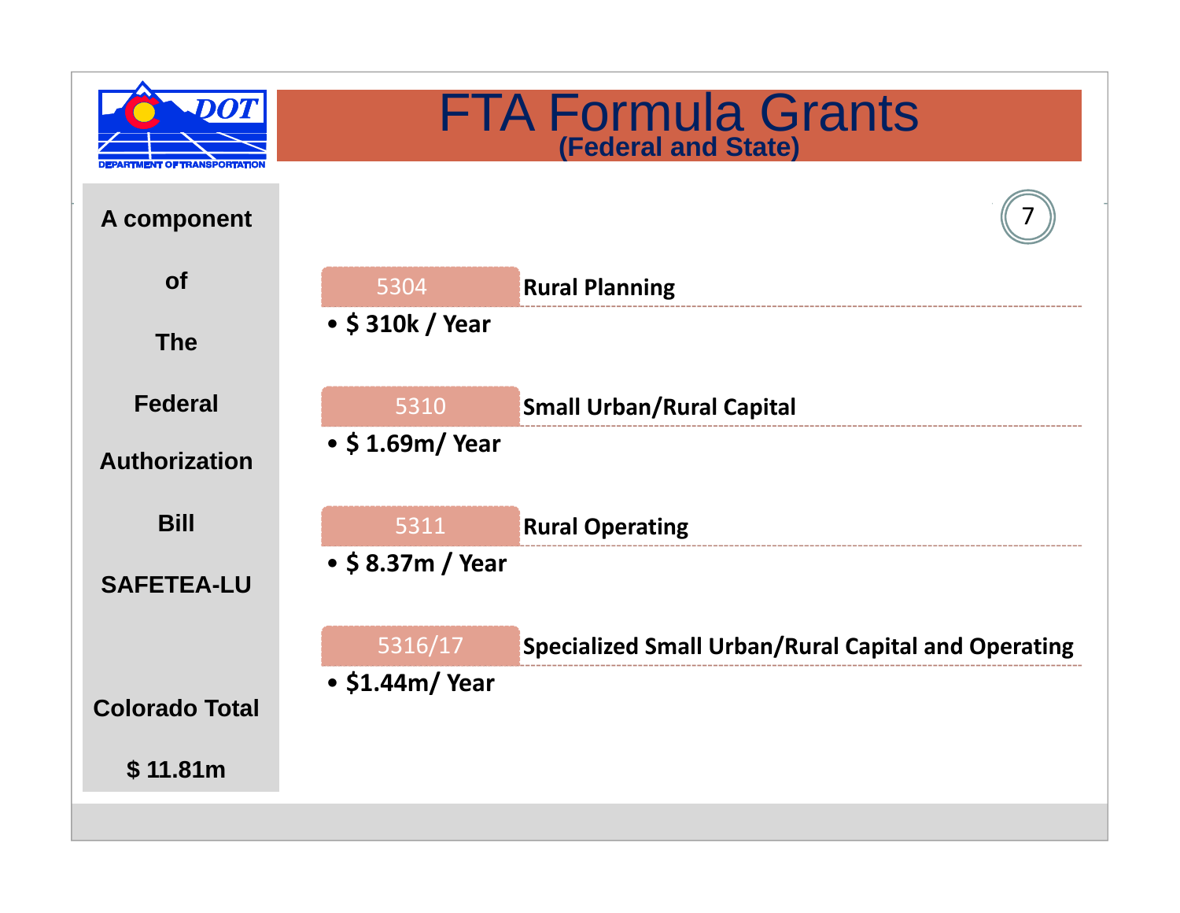# FTA Formula Grants

### (Federal and State)

**A component of The Federal Authorization Bill SAFETEA-LU**

**Colorado Total $ 11.81m**

**5304** — **Rural Planning**
- **$ 310k / Year**

**5310** — **Small Urban/Rural Capital**
- **$ 1.69m/ Year**

**5311** — **Rural Operating**
- **$ 8.37m / Year**

**5316/17** — **Specialized Small Urban/Rural Capital and Operating**
- **$1.44m/ Year**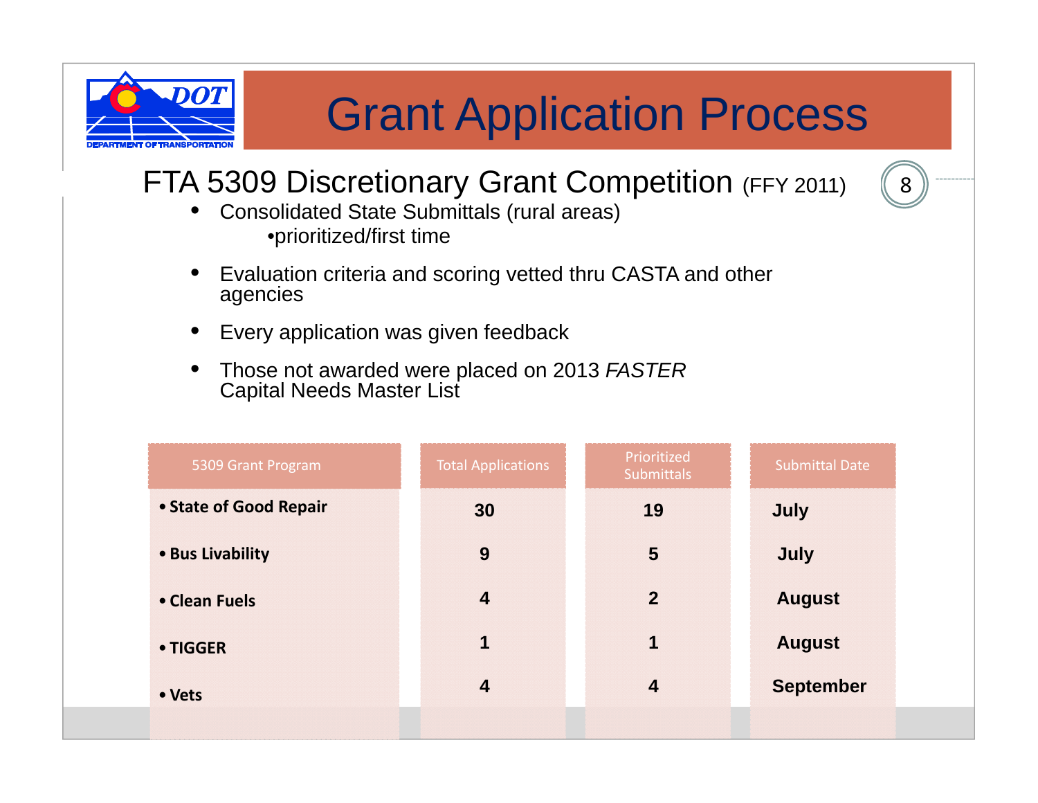# Grant Application Process

## FTA 5309 Discretionary Grant Competition (FFY 2011)

- Consolidated State Submittals (rural areas)
  - •prioritized/first time
- Evaluation criteria and scoring vetted thru CASTA and other agencies
- Every application was given feedback
- Those not awarded were placed on 2013 *FASTER* Capital Needs Master List

| 5309 Grant Program | Total Applications | Prioritized Submittals | Submittal Date |
|---|---|---|---|
| **• State of Good Repair** | **30** | **19** | **July** |
| **• Bus Livability** | **9** | **5** | **July** |
| **• Clean Fuels** | **4** | **2** | **August** |
| **• TIGGER** | **1** | **1** | **August** |
| **• Vets** | **4** | **4** | **September** |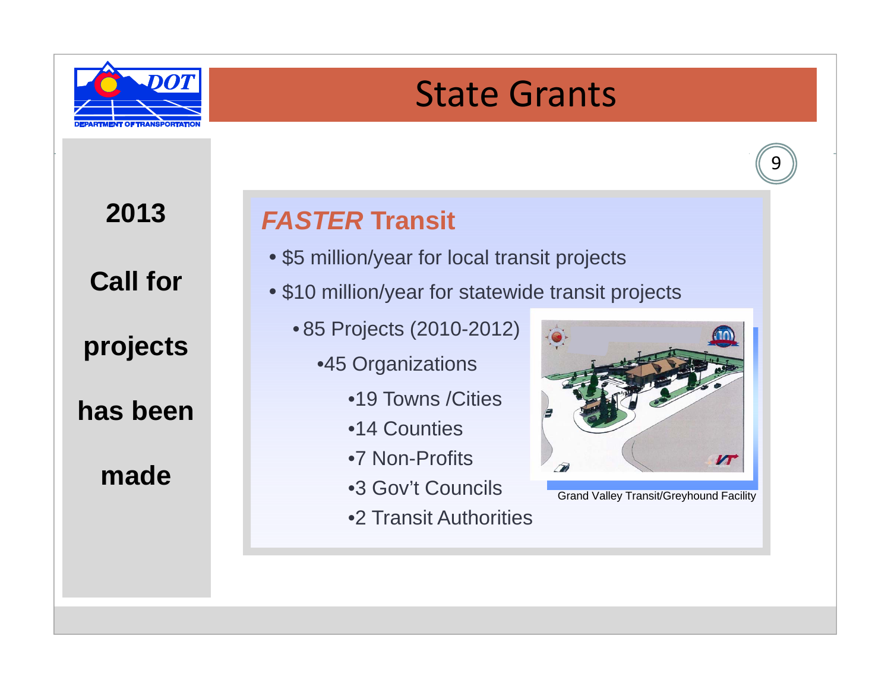# State Grants

**2013**

**Call for**

**projects**

**has been**

**made**

## *FASTER* Transit

- $5 million/year for local transit projects
- $10 million/year for statewide transit projects
  - 85 Projects (2010-2012)
    - 45 Organizations
      - 19 Towns /Cities
      - 14 Counties
      - 7 Non-Profits
      - 3 Gov't Councils
      - 2 Transit Authorities

Grand Valley Transit/Greyhound Facility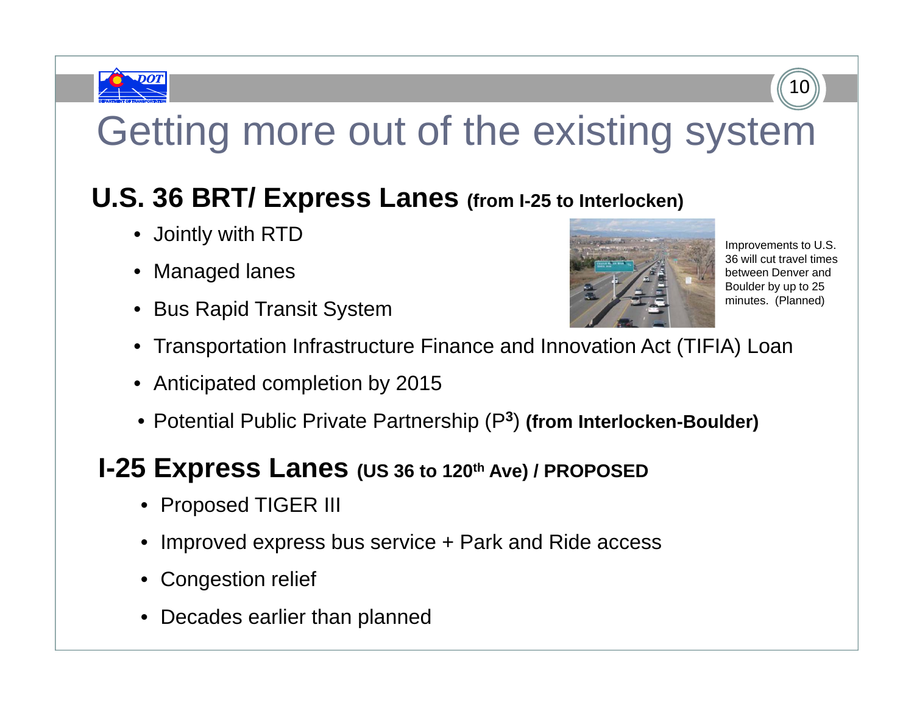# Getting more out of the existing system

## U.S. 36 BRT/ Express Lanes (from I-25 to Interlocken)

- Jointly with RTD
- Managed lanes
- Bus Rapid Transit System

Improvements to U.S. 36 will cut travel times between Denver and Boulder by up to 25 minutes. (Planned)

- Transportation Infrastructure Finance and Innovation Act (TIFIA) Loan
- Anticipated completion by 2015
- Potential Public Private Partnership ($P^3$) **(from Interlocken-Boulder)**

## I-25 Express Lanes (US 36 to 120th Ave) / PROPOSED

- Proposed TIGER III
- Improved express bus service + Park and Ride access
- Congestion relief
- Decades earlier than planned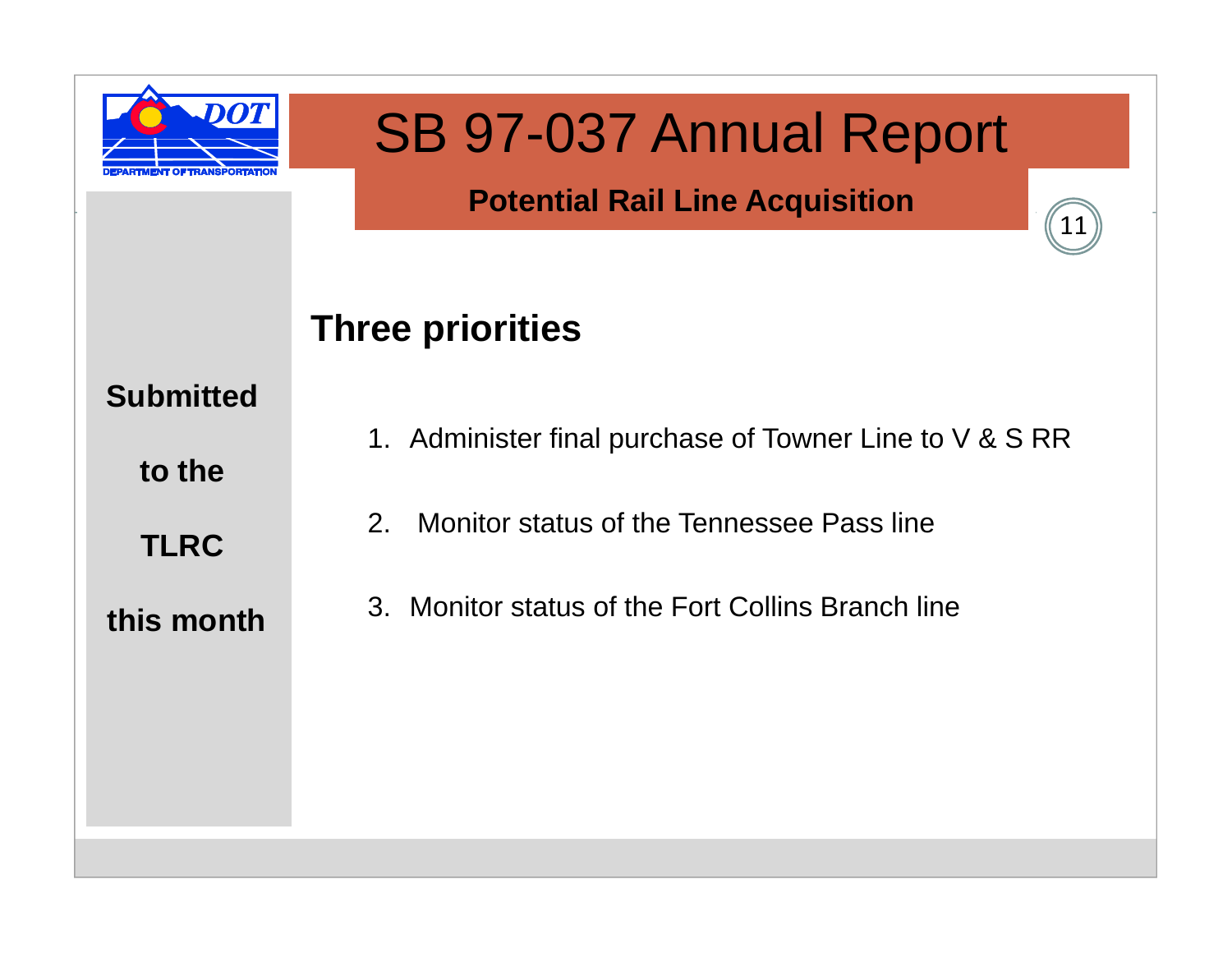# SB 97-037 Annual Report

## Potential Rail Line Acquisition

**Submitted to the TLRC this month**

### Three priorities

1. Administer final purchase of Towner Line to V & S RR
2. Monitor status of the Tennessee Pass line
3. Monitor status of the Fort Collins Branch line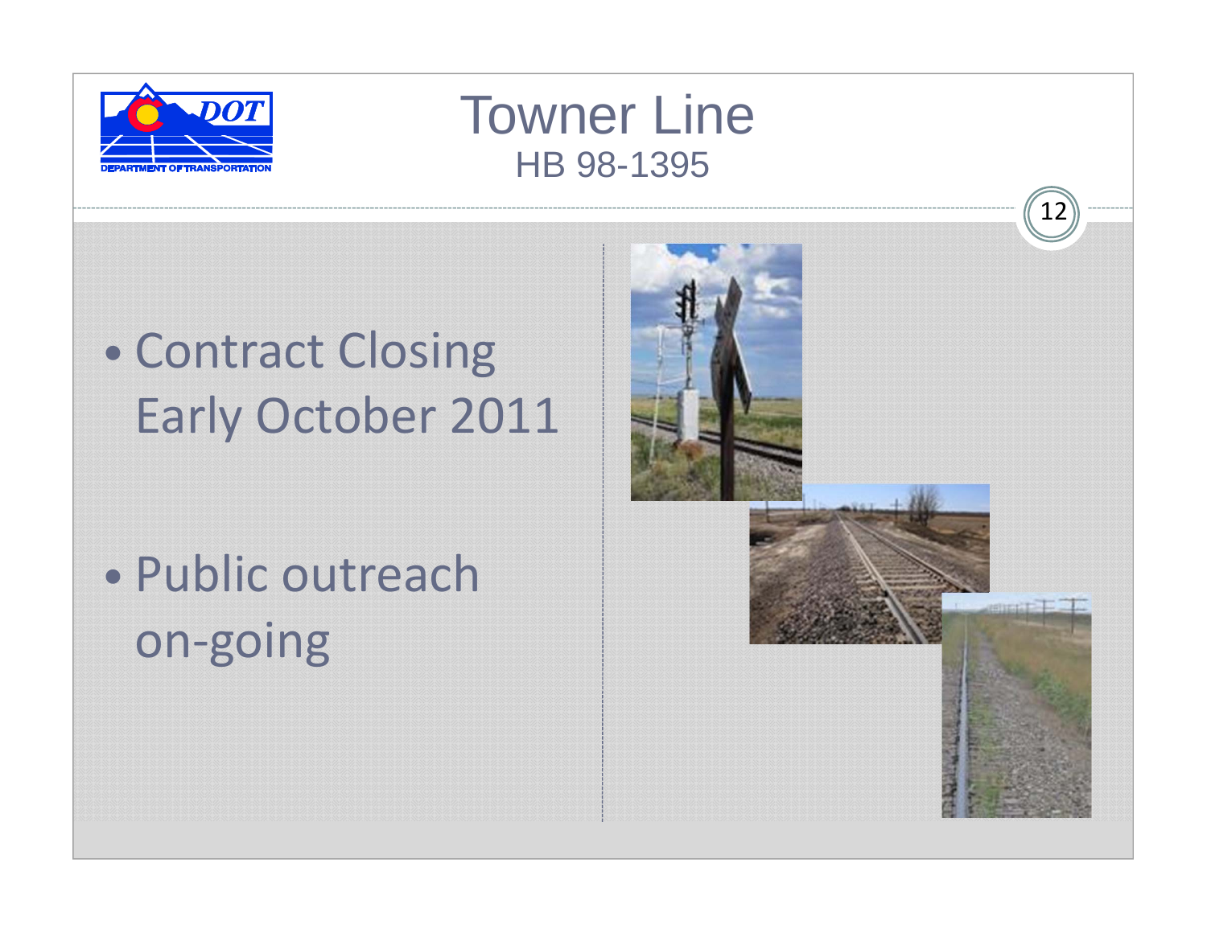# Towner Line

## HB 98-1395

- Contract Closing Early October 2011
- Public outreach on-going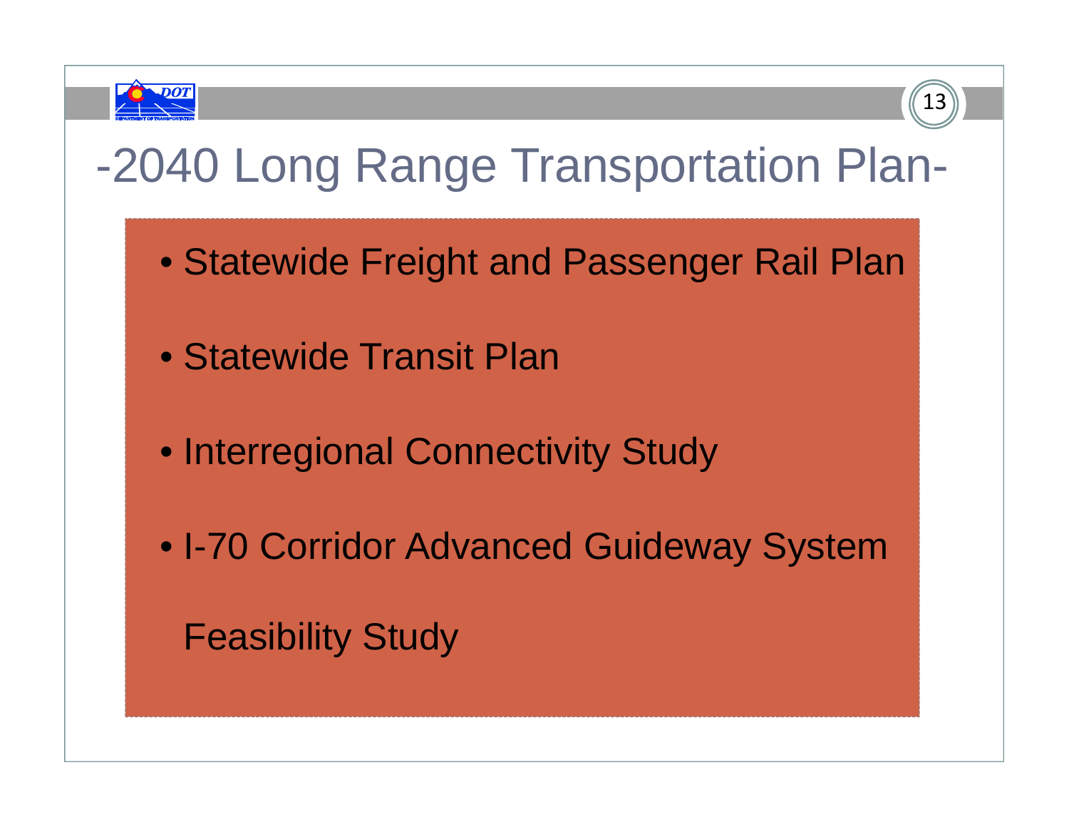# -2040 Long Range Transportation Plan-

- Statewide Freight and Passenger Rail Plan
- Statewide Transit Plan
- Interregional Connectivity Study
- I-70 Corridor Advanced Guideway System Feasibility Study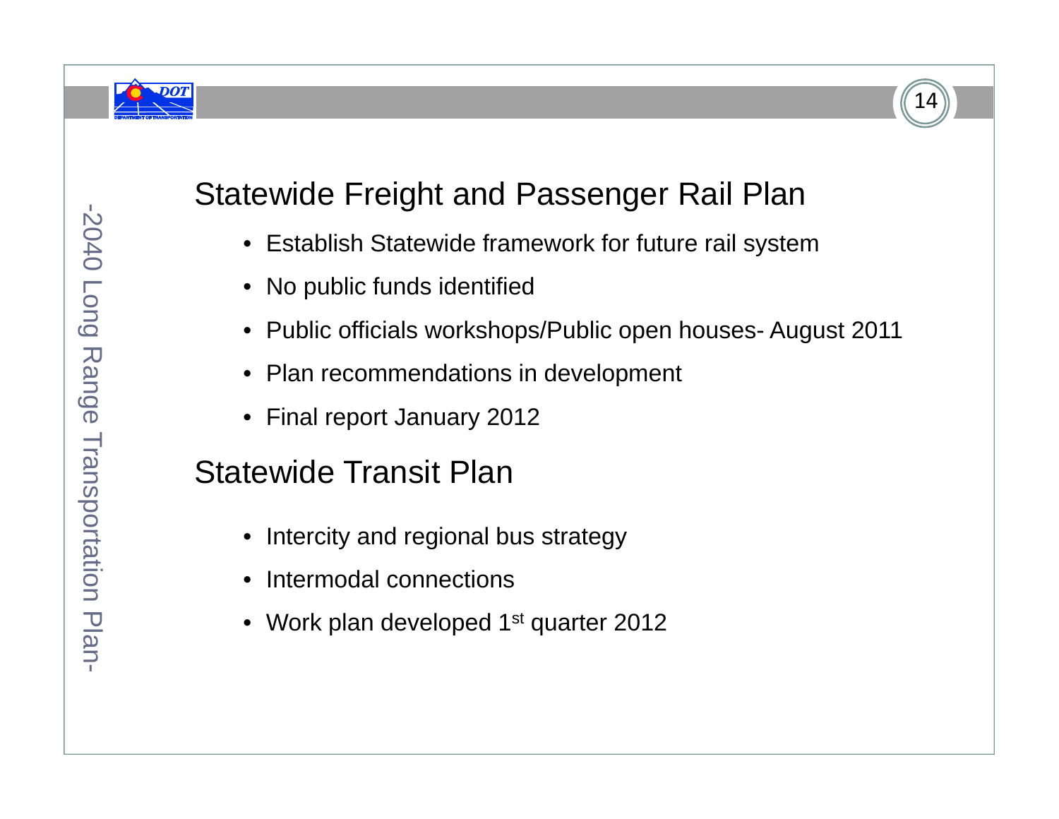## Statewide Freight and Passenger Rail Plan

- Establish Statewide framework for future rail system
- No public funds identified
- Public officials workshops/Public open houses- August 2011
- Plan recommendations in development
- Final report January 2012

## Statewide Transit Plan

- Intercity and regional bus strategy
- Intermodal connections
- Work plan developed 1st quarter 2012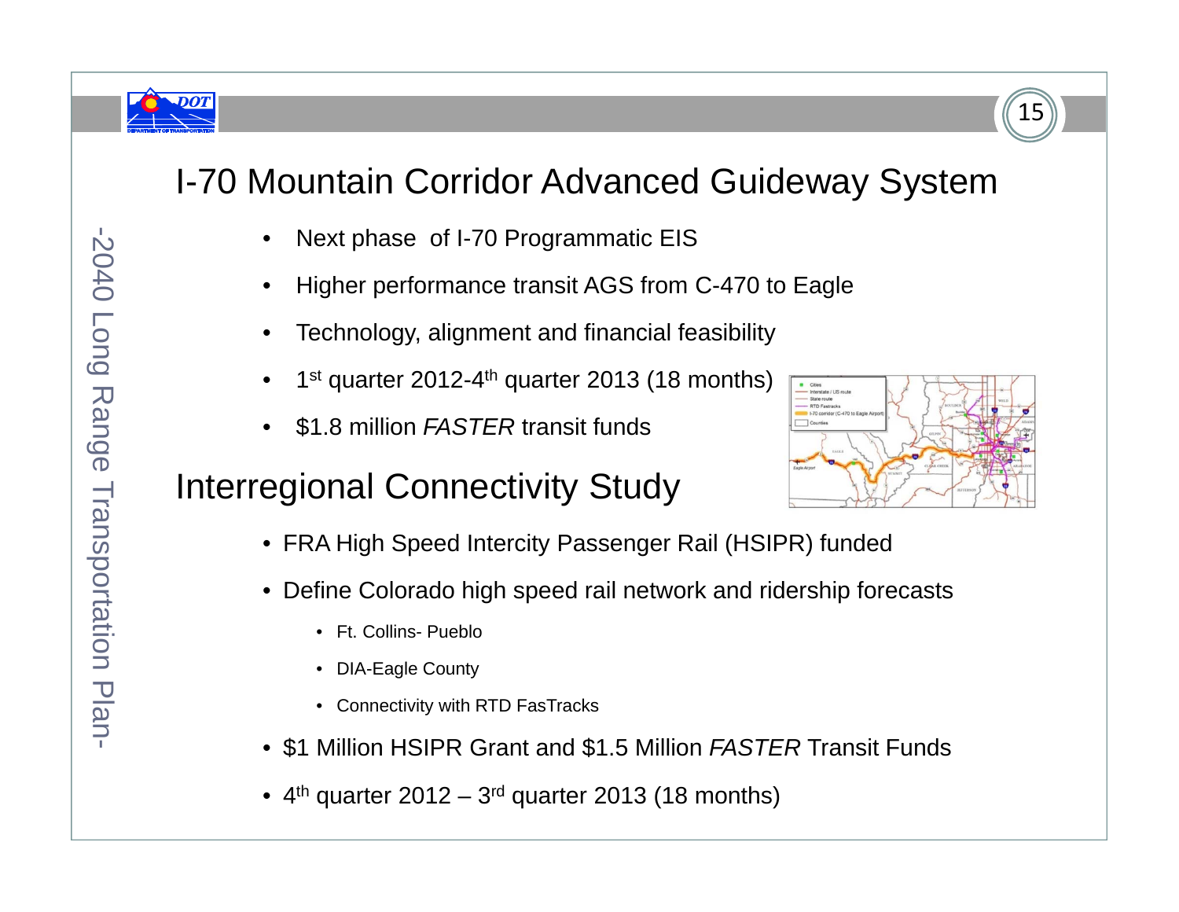# I-70 Mountain Corridor Advanced Guideway System

- Next phase of I-70 Programmatic EIS
- Higher performance transit AGS from C-470 to Eagle
- Technology, alignment and financial feasibility
- 1st quarter 2012-4th quarter 2013 (18 months)
- $1.8 million *FASTER* transit funds

# Interregional Connectivity Study

- FRA High Speed Intercity Passenger Rail (HSIPR) funded
- Define Colorado high speed rail network and ridership forecasts
  - Ft. Collins- Pueblo
  - DIA-Eagle County
  - Connectivity with RTD FasTracks
- $1 Million HSIPR Grant and $1.5 Million *FASTER* Transit Funds
- 4th quarter 2012 – 3rd quarter 2013 (18 months)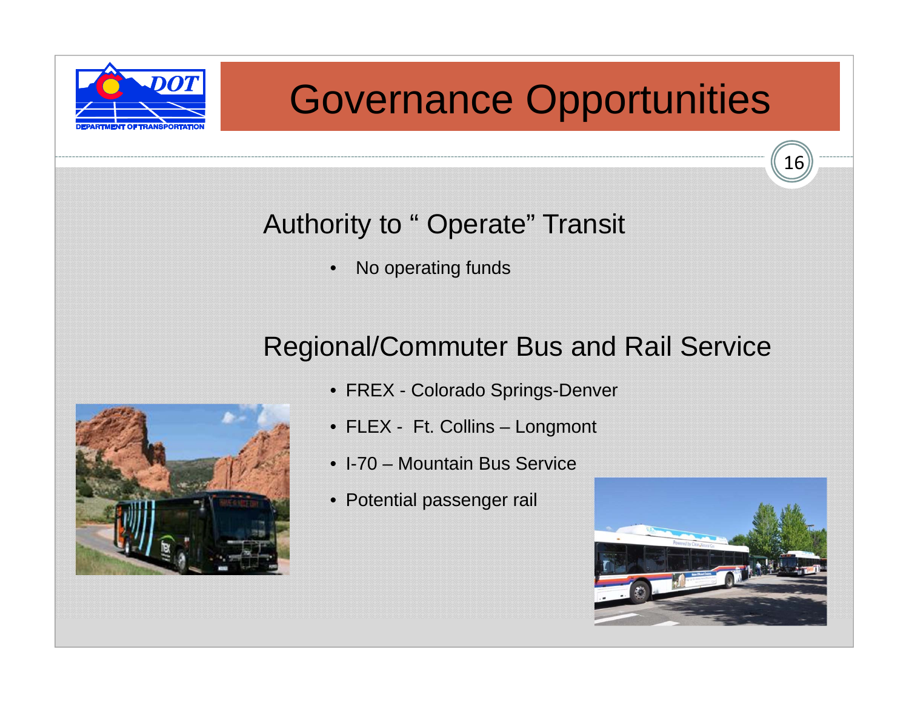# Governance Opportunities

## Authority to " Operate" Transit

- No operating funds

## Regional/Commuter Bus and Rail Service

- FREX - Colorado Springs-Denver
- FLEX - Ft. Collins – Longmont
- I-70 – Mountain Bus Service
- Potential passenger rail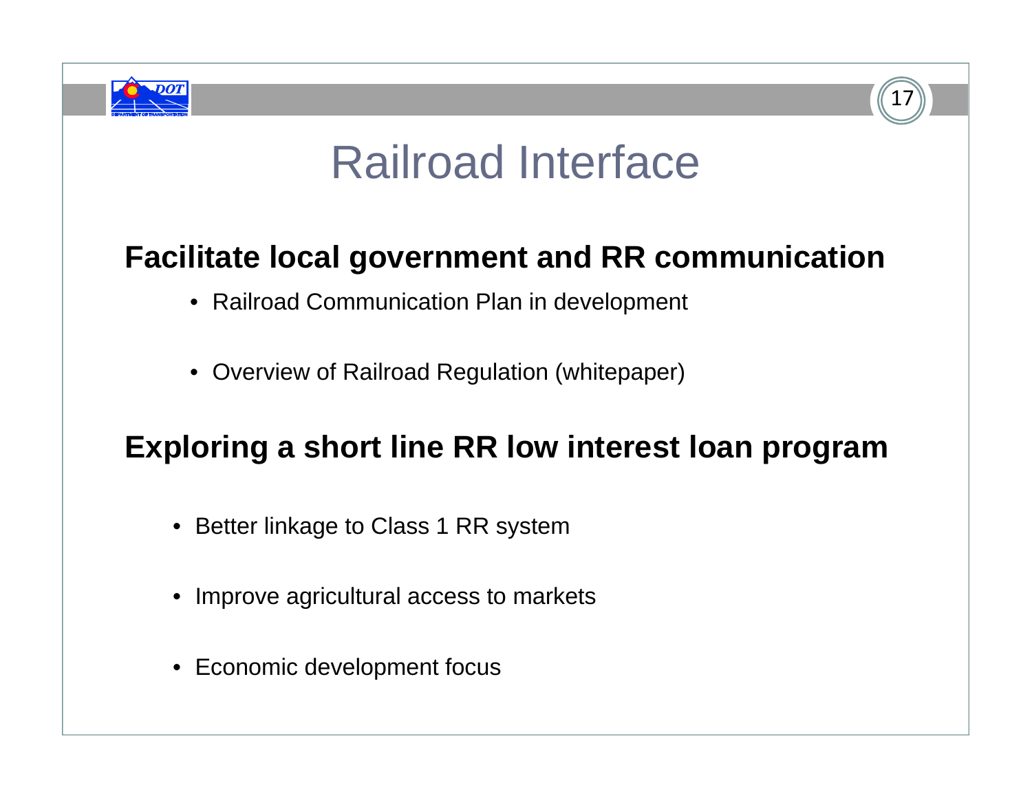# Railroad Interface

## Facilitate local government and RR communication

- Railroad Communication Plan in development
- Overview of Railroad Regulation (whitepaper)

## Exploring a short line RR low interest loan program

- Better linkage to Class 1 RR system
- Improve agricultural access to markets
- Economic development focus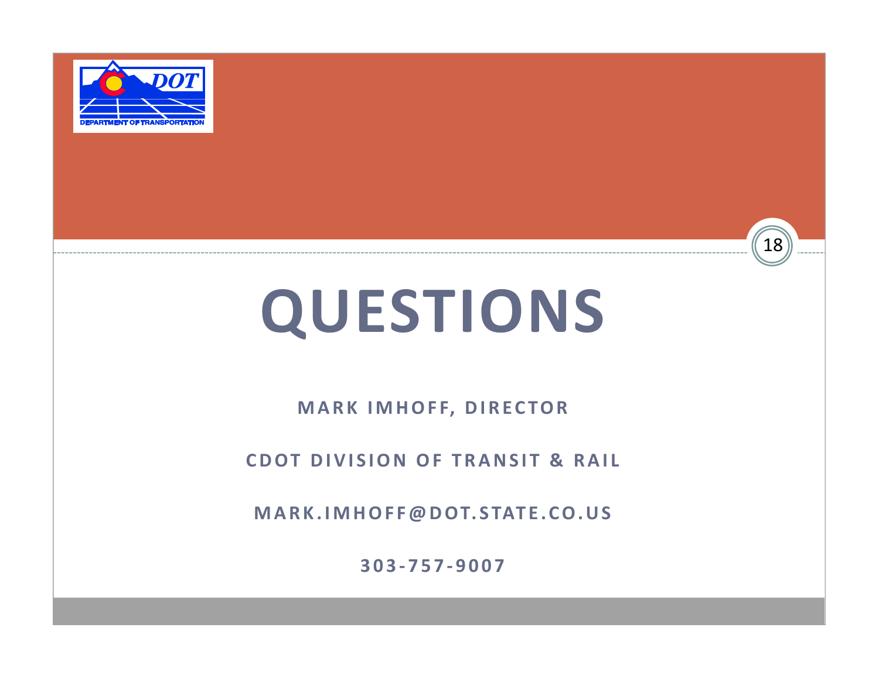# QUESTIONS

**MARK IMHOFF, DIRECTOR**

**CDOT DIVISION OF TRANSIT & RAIL**

**MARK.IMHOFF@DOT.STATE.CO.US**

**303-757-9007**